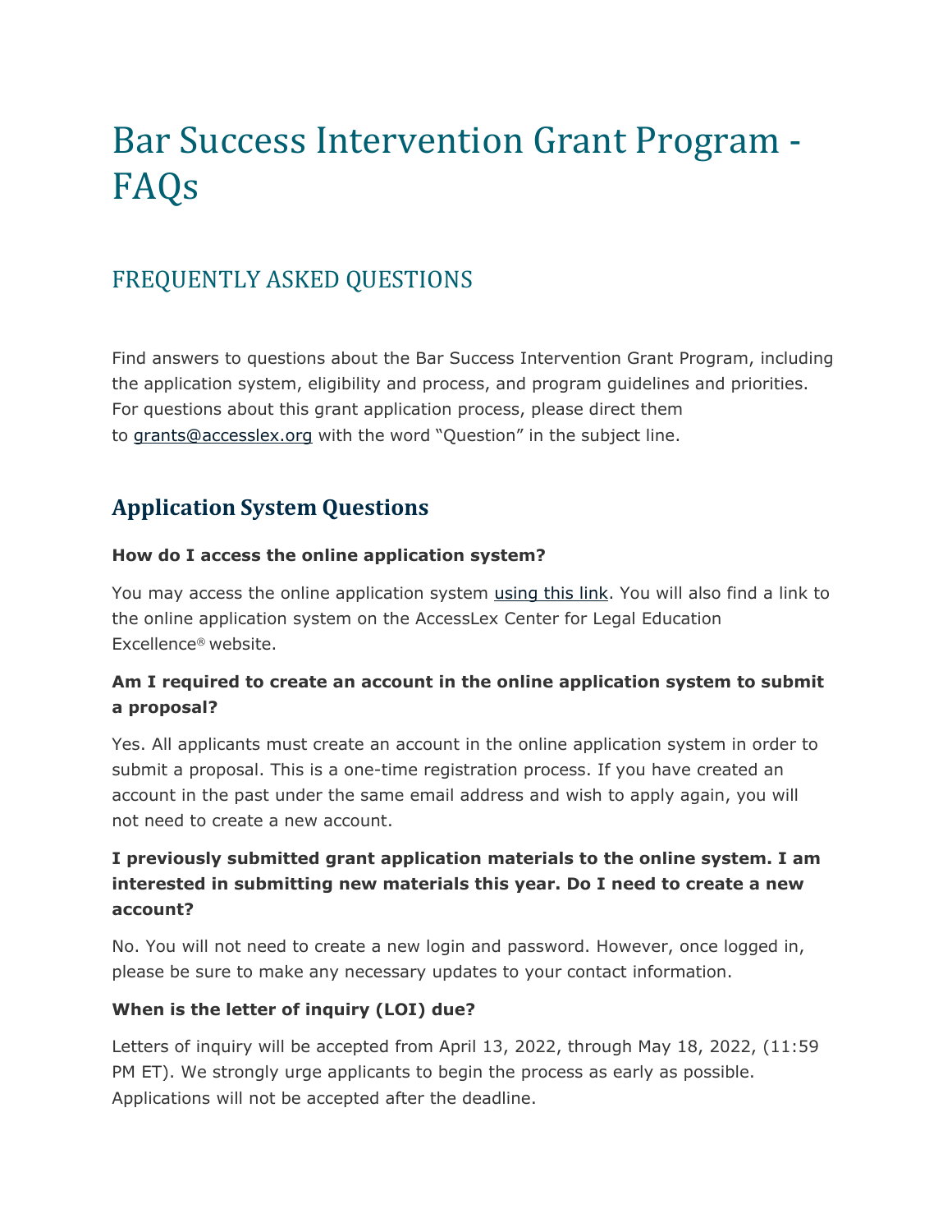# Bar Success Intervention Grant Program - FAQs

## FREQUENTLY ASKED QUESTIONS

Find answers to questions about the Bar Success Intervention Grant Program, including the application system, eligibility and process, and program guidelines and priorities. For questions about this grant application process, please direct them to grants@accesslex.org with the word "Question" in the subject line.

### Application System Questions

**How do I access the online application system?**

You may access the online application system using this link. You will also find a link to the online application system on the AccessLex Center for Legal Education Excellence® website.

**Am I required to create an account in the online application system to submit a proposal?**

Yes. All applicants must create an account in the online application system in order to submit a proposal. This is a one-time registration process. If you have created an account in the past under the same email address and wish to apply again, you will not need to create a new account.

**I previously submitted grant application materials to the online system. I am interested in submitting new materials this year. Do I need to create a new account?**

No. You will not need to create a new login and password. However, once logged in, please be sure to make any necessary updates to your contact information.

**When is the letter of inquiry (LOI) due?**

Letters of inquiry will be accepted from April 13, 2022, through May 18, 2022, (11:59 PM ET). We strongly urge applicants to begin the process as early as possible. Applications will not be accepted after the deadline.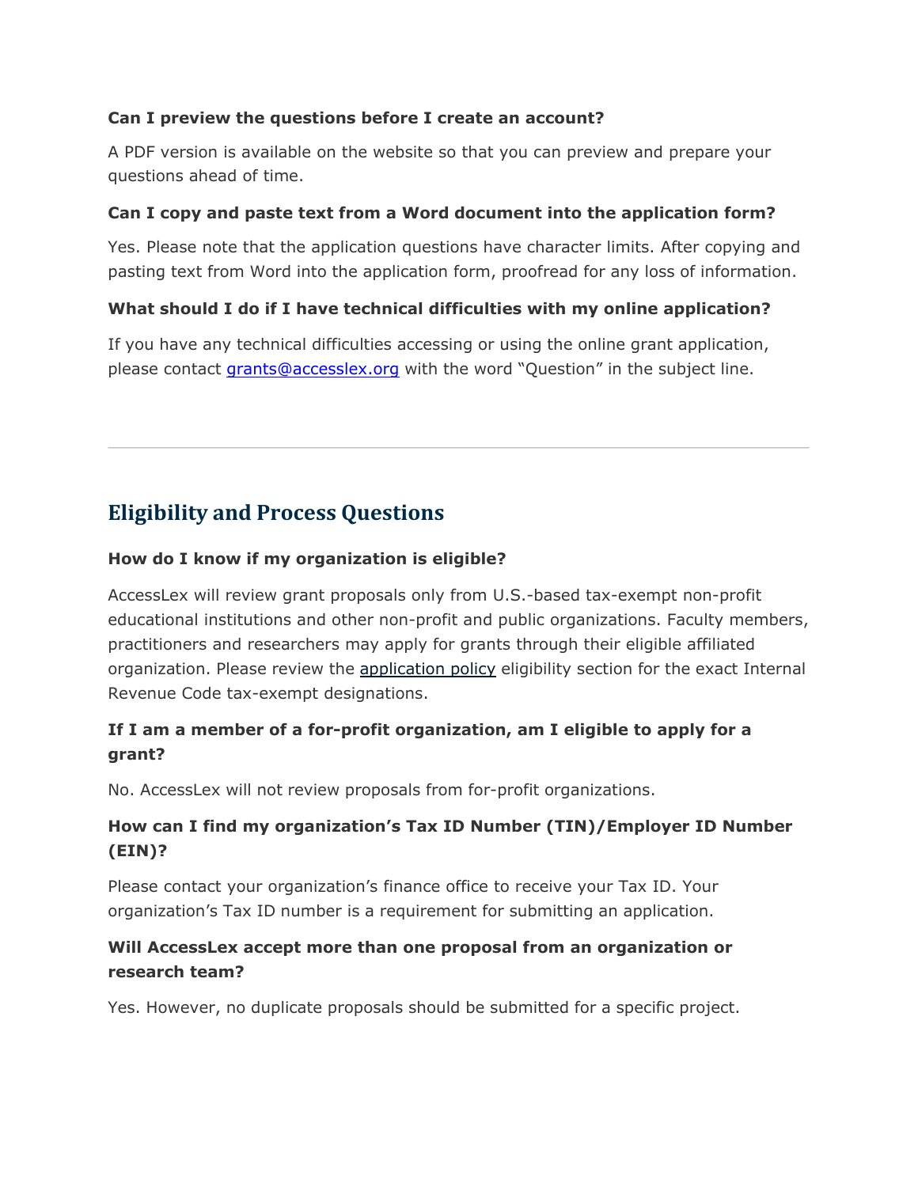**Can I preview the questions before I create an account?**

A PDF version is available on the website so that you can preview and prepare your questions ahead of time.

**Can I copy and paste text from a Word document into the application form?**

Yes. Please note that the application questions have character limits. After copying and pasting text from Word into the application form, proofread for any loss of information.

**What should I do if I have technical difficulties with my online application?**

If you have any technical difficulties accessing or using the online grant application, please contact grants@accesslex.org with the word “Question” in the subject line.

---

## Eligibility and Process Questions

**How do I know if my organization is eligible?**

AccessLex will review grant proposals only from U.S.-based tax-exempt non-profit educational institutions and other non-profit and public organizations. Faculty members, practitioners and researchers may apply for grants through their eligible affiliated organization. Please review the application policy eligibility section for the exact Internal Revenue Code tax-exempt designations.

**If I am a member of a for-profit organization, am I eligible to apply for a grant?**

No. AccessLex will not review proposals from for-profit organizations.

**How can I find my organization’s Tax ID Number (TIN)/Employer ID Number (EIN)?**

Please contact your organization’s finance office to receive your Tax ID. Your organization’s Tax ID number is a requirement for submitting an application.

**Will AccessLex accept more than one proposal from an organization or research team?**

Yes. However, no duplicate proposals should be submitted for a specific project.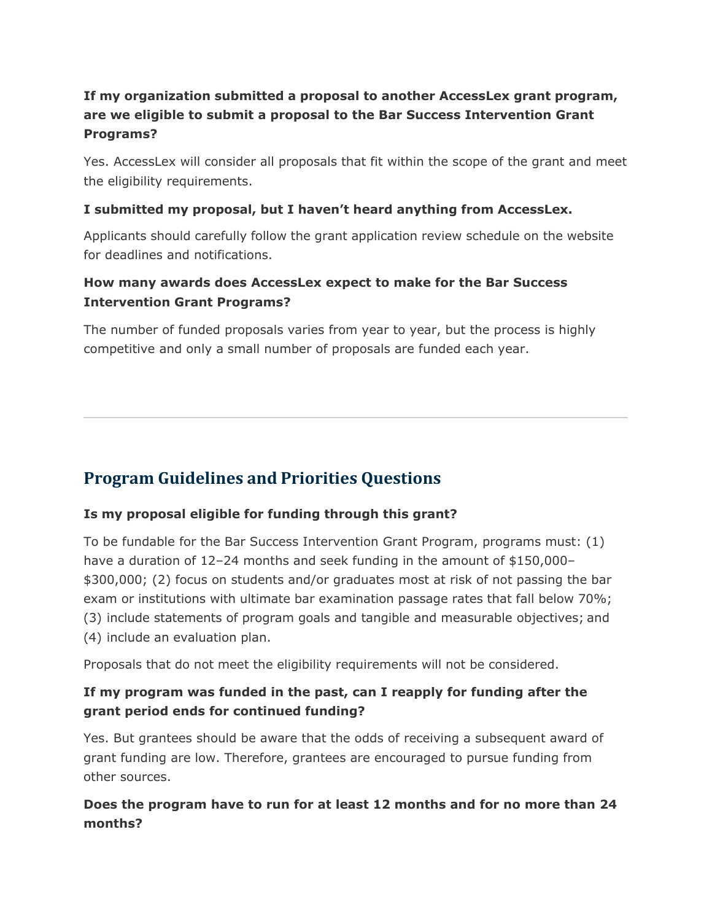**If my organization submitted a proposal to another AccessLex grant program, are we eligible to submit a proposal to the Bar Success Intervention Grant Programs?**

Yes. AccessLex will consider all proposals that fit within the scope of the grant and meet the eligibility requirements.

**I submitted my proposal, but I haven't heard anything from AccessLex.**

Applicants should carefully follow the grant application review schedule on the website for deadlines and notifications.

**How many awards does AccessLex expect to make for the Bar Success Intervention Grant Programs?**

The number of funded proposals varies from year to year, but the process is highly competitive and only a small number of proposals are funded each year.

---

## Program Guidelines and Priorities Questions

**Is my proposal eligible for funding through this grant?**

To be fundable for the Bar Success Intervention Grant Program, programs must: (1) have a duration of 12–24 months and seek funding in the amount of $150,000–$300,000; (2) focus on students and/or graduates most at risk of not passing the bar exam or institutions with ultimate bar examination passage rates that fall below 70%; (3) include statements of program goals and tangible and measurable objectives; and (4) include an evaluation plan.

Proposals that do not meet the eligibility requirements will not be considered.

**If my program was funded in the past, can I reapply for funding after the grant period ends for continued funding?**

Yes. But grantees should be aware that the odds of receiving a subsequent award of grant funding are low. Therefore, grantees are encouraged to pursue funding from other sources.

**Does the program have to run for at least 12 months and for no more than 24 months?**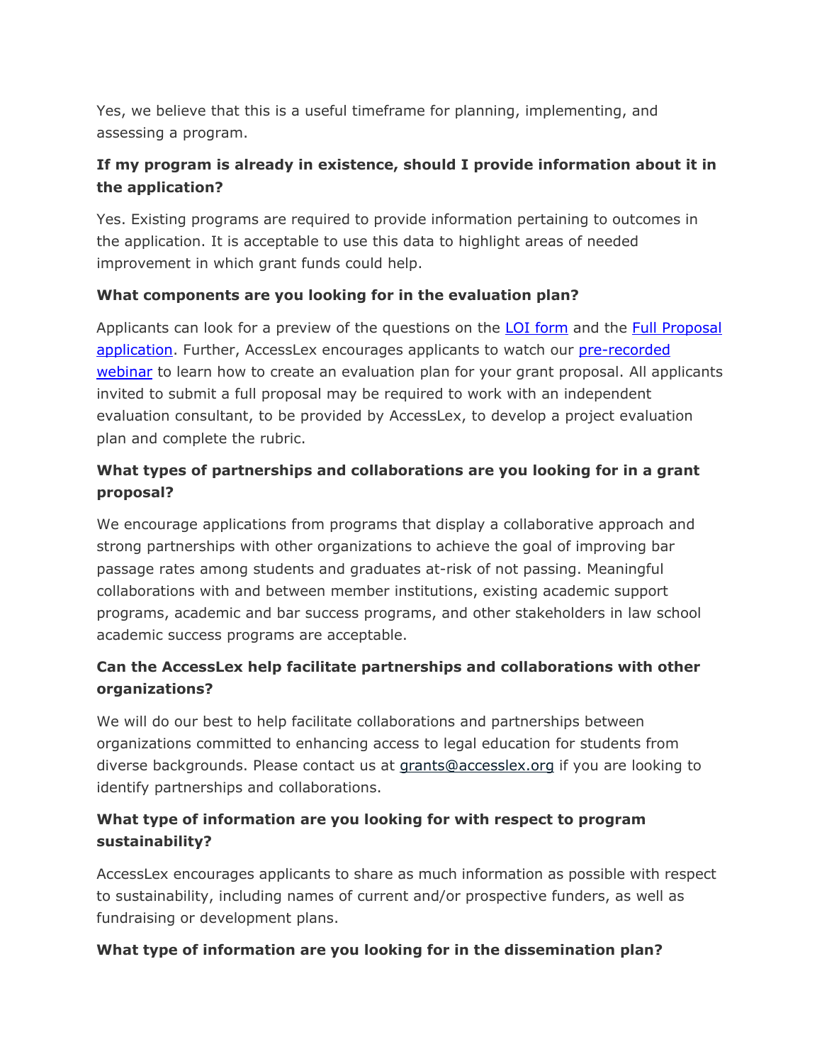Yes, we believe that this is a useful timeframe for planning, implementing, and assessing a program.

**If my program is already in existence, should I provide information about it in the application?**

Yes. Existing programs are required to provide information pertaining to outcomes in the application. It is acceptable to use this data to highlight areas of needed improvement in which grant funds could help.

**What components are you looking for in the evaluation plan?**

Applicants can look for a preview of the questions on the LOI form and the Full Proposal application. Further, AccessLex encourages applicants to watch our pre-recorded webinar to learn how to create an evaluation plan for your grant proposal. All applicants invited to submit a full proposal may be required to work with an independent evaluation consultant, to be provided by AccessLex, to develop a project evaluation plan and complete the rubric.

**What types of partnerships and collaborations are you looking for in a grant proposal?**

We encourage applications from programs that display a collaborative approach and strong partnerships with other organizations to achieve the goal of improving bar passage rates among students and graduates at-risk of not passing. Meaningful collaborations with and between member institutions, existing academic support programs, academic and bar success programs, and other stakeholders in law school academic success programs are acceptable.

**Can the AccessLex help facilitate partnerships and collaborations with other organizations?**

We will do our best to help facilitate collaborations and partnerships between organizations committed to enhancing access to legal education for students from diverse backgrounds. Please contact us at grants@accesslex.org if you are looking to identify partnerships and collaborations.

**What type of information are you looking for with respect to program sustainability?**

AccessLex encourages applicants to share as much information as possible with respect to sustainability, including names of current and/or prospective funders, as well as fundraising or development plans.

**What type of information are you looking for in the dissemination plan?**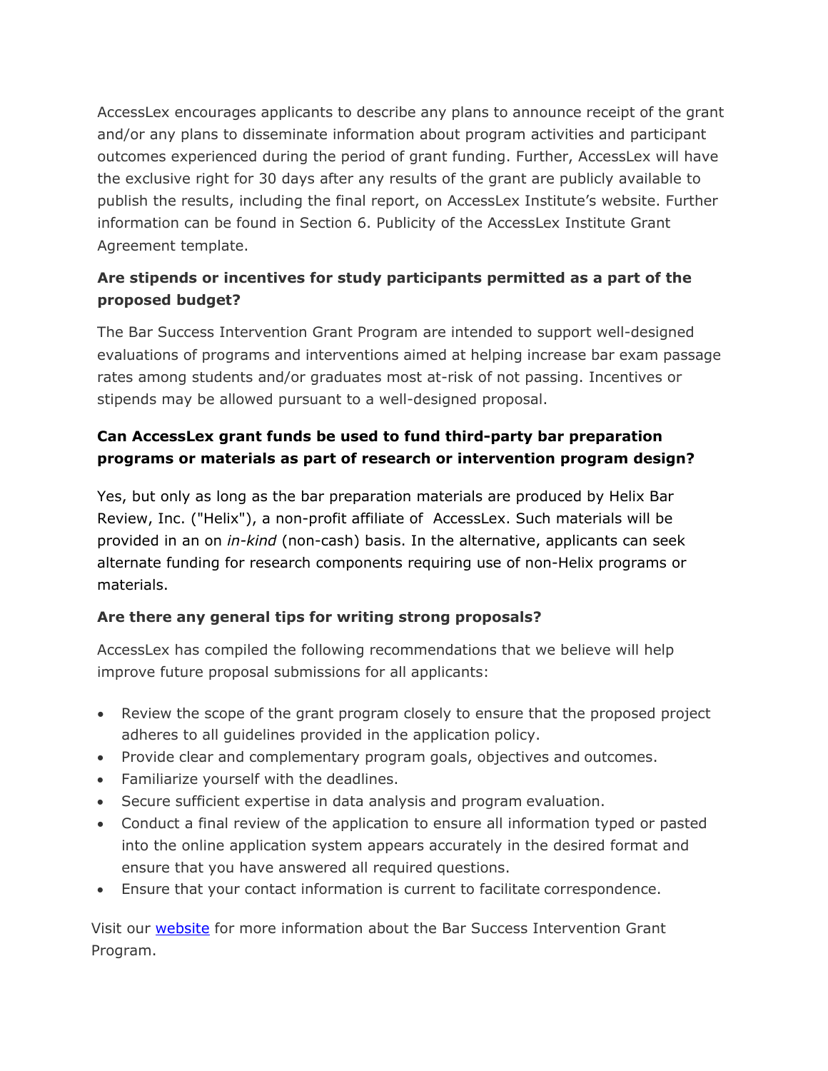AccessLex encourages applicants to describe any plans to announce receipt of the grant and/or any plans to disseminate information about program activities and participant outcomes experienced during the period of grant funding. Further, AccessLex will have the exclusive right for 30 days after any results of the grant are publicly available to publish the results, including the final report, on AccessLex Institute's website. Further information can be found in Section 6. Publicity of the AccessLex Institute Grant Agreement template.

**Are stipends or incentives for study participants permitted as a part of the proposed budget?**

The Bar Success Intervention Grant Program are intended to support well-designed evaluations of programs and interventions aimed at helping increase bar exam passage rates among students and/or graduates most at-risk of not passing. Incentives or stipends may be allowed pursuant to a well-designed proposal.

**Can AccessLex grant funds be used to fund third-party bar preparation programs or materials as part of research or intervention program design?**

Yes, but only as long as the bar preparation materials are produced by Helix Bar Review, Inc. ("Helix"), a non-profit affiliate of AccessLex. Such materials will be provided in an on *in-kind* (non-cash) basis. In the alternative, applicants can seek alternate funding for research components requiring use of non-Helix programs or materials.

**Are there any general tips for writing strong proposals?**

AccessLex has compiled the following recommendations that we believe will help improve future proposal submissions for all applicants:

- Review the scope of the grant program closely to ensure that the proposed project adheres to all guidelines provided in the application policy.
- Provide clear and complementary program goals, objectives and outcomes.
- Familiarize yourself with the deadlines.
- Secure sufficient expertise in data analysis and program evaluation.
- Conduct a final review of the application to ensure all information typed or pasted into the online application system appears accurately in the desired format and ensure that you have answered all required questions.
- Ensure that your contact information is current to facilitate correspondence.

Visit our website for more information about the Bar Success Intervention Grant Program.